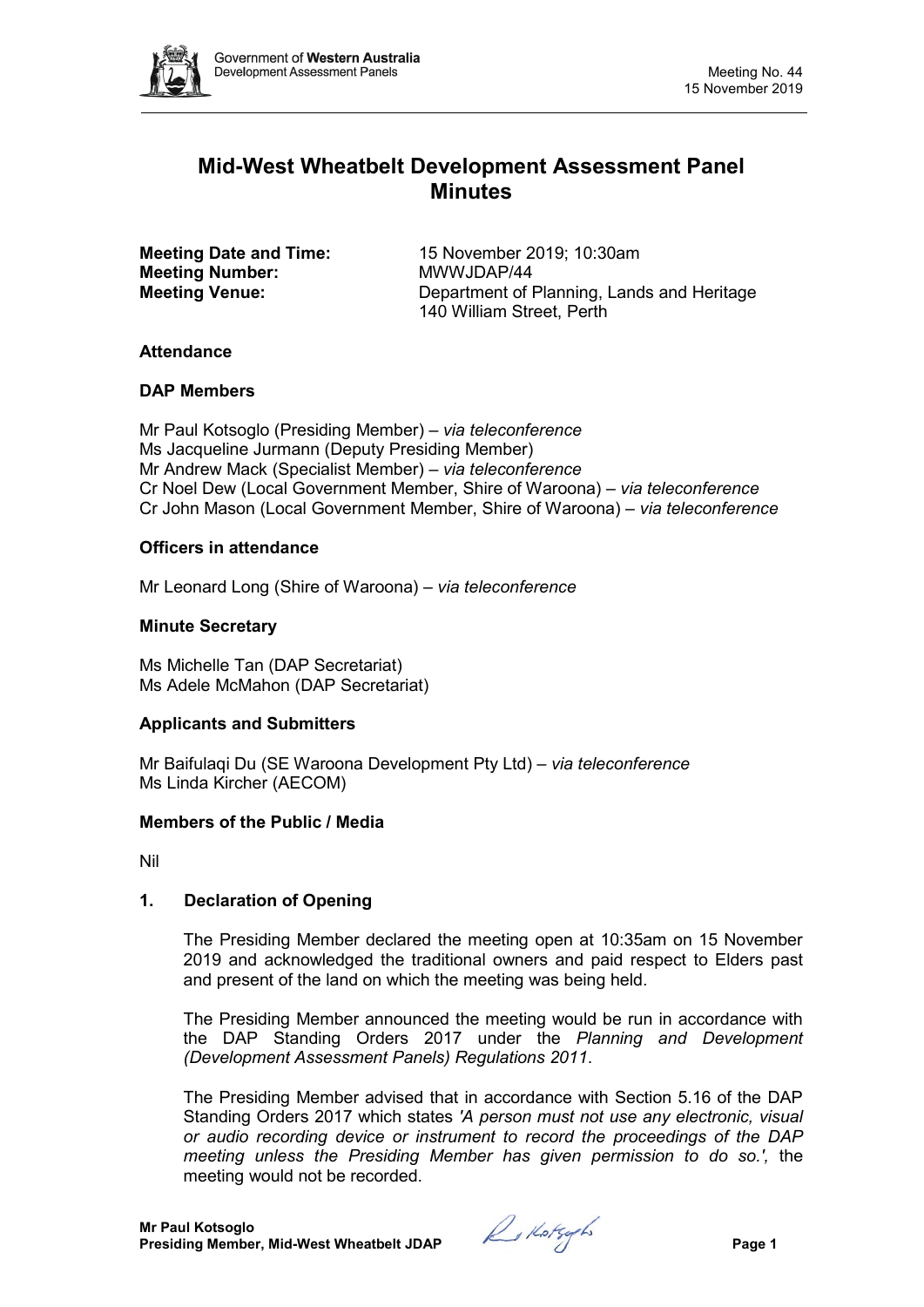# Mid-West Wheatbelt Development Assessment Panel Minutes

**Meeting Date and Time:** 15 November 2019; 10:30am
**Meeting Number:** MWWJDAP/44
**Meeting Venue:** Department of Planning, Lands and Heritage
140 William Street, Perth

### Attendance

### DAP Members

Mr Paul Kotsoglo (Presiding Member) – *via teleconference*
Ms Jacqueline Jurmann (Deputy Presiding Member)
Mr Andrew Mack (Specialist Member) – *via teleconference*
Cr Noel Dew (Local Government Member, Shire of Waroona) – *via teleconference*
Cr John Mason (Local Government Member, Shire of Waroona) – *via teleconference*

### Officers in attendance

Mr Leonard Long (Shire of Waroona) – *via teleconference*

### Minute Secretary

Ms Michelle Tan (DAP Secretariat)
Ms Adele McMahon (DAP Secretariat)

### Applicants and Submitters

Mr Baifulaqi Du (SE Waroona Development Pty Ltd) – *via teleconference*
Ms Linda Kircher (AECOM)

### Members of the Public / Media

Nil

### 1. Declaration of Opening

The Presiding Member declared the meeting open at 10:35am on 15 November 2019 and acknowledged the traditional owners and paid respect to Elders past and present of the land on which the meeting was being held.

The Presiding Member announced the meeting would be run in accordance with the DAP Standing Orders 2017 under the *Planning and Development (Development Assessment Panels) Regulations 2011*.

The Presiding Member advised that in accordance with Section 5.16 of the DAP Standing Orders 2017 which states *'A person must not use any electronic, visual or audio recording device or instrument to record the proceedings of the DAP meeting unless the Presiding Member has given permission to do so.',* the meeting would not be recorded.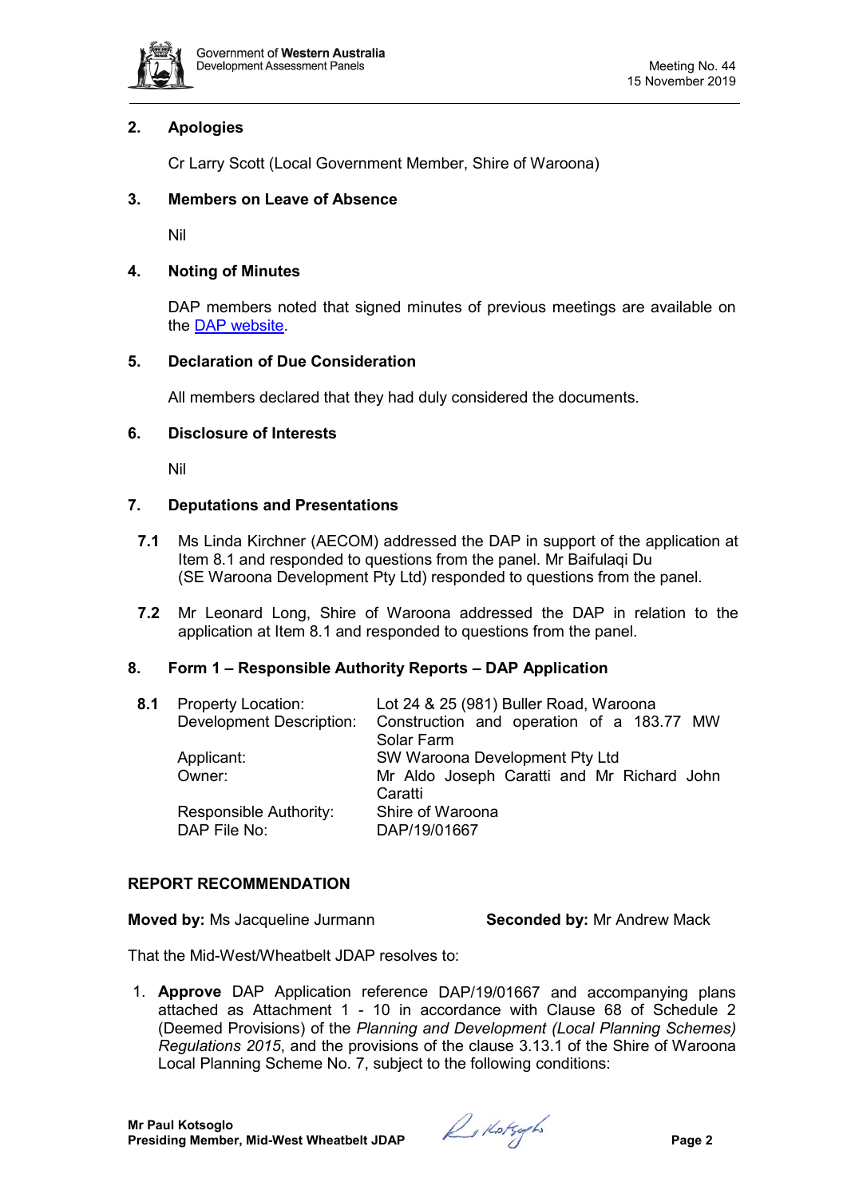## 2. Apologies

Cr Larry Scott (Local Government Member, Shire of Waroona)

## 3. Members on Leave of Absence

Nil

## 4. Noting of Minutes

DAP members noted that signed minutes of previous meetings are available on the DAP website.

## 5. Declaration of Due Consideration

All members declared that they had duly considered the documents.

## 6. Disclosure of Interests

Nil

## 7. Deputations and Presentations

**7.1** Ms Linda Kirchner (AECOM) addressed the DAP in support of the application at Item 8.1 and responded to questions from the panel. Mr Baifulaqi Du (SE Waroona Development Pty Ltd) responded to questions from the panel.

**7.2** Mr Leonard Long, Shire of Waroona addressed the DAP in relation to the application at Item 8.1 and responded to questions from the panel.

## 8. Form 1 – Responsible Authority Reports – DAP Application

**8.1**

| | |
|---|---|
| Property Location: | Lot 24 & 25 (981) Buller Road, Waroona |
| Development Description: | Construction and operation of a 183.77 MW Solar Farm |
| Applicant: | SW Waroona Development Pty Ltd |
| Owner: | Mr Aldo Joseph Caratti and Mr Richard John Caratti |
| Responsible Authority: | Shire of Waroona |
| DAP File No: | DAP/19/01667 |

**REPORT RECOMMENDATION**

**Moved by:** Ms Jacqueline Jurmann **Seconded by:** Mr Andrew Mack

That the Mid-West/Wheatbelt JDAP resolves to:

1. **Approve** DAP Application reference DAP/19/01667 and accompanying plans attached as Attachment 1 - 10 in accordance with Clause 68 of Schedule 2 (Deemed Provisions) of the *Planning and Development (Local Planning Schemes) Regulations 2015*, and the provisions of the clause 3.13.1 of the Shire of Waroona Local Planning Scheme No. 7, subject to the following conditions:

**Mr Paul Kotsoglo**
**Presiding Member, Mid-West Wheatbelt JDAP**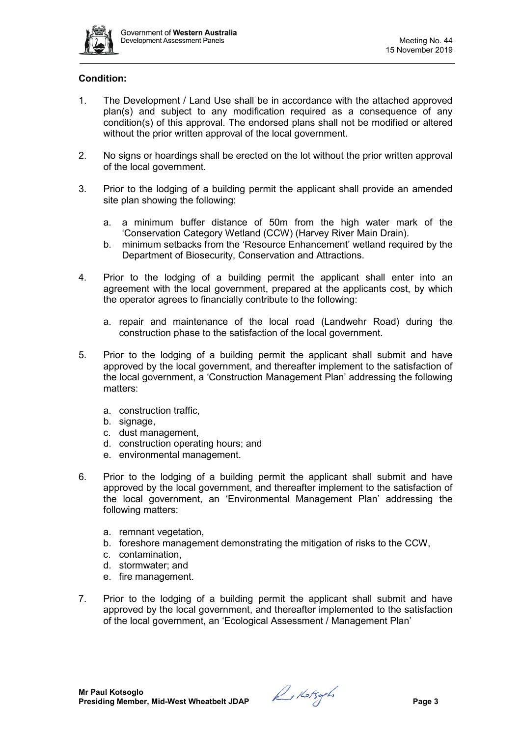**Condition:**

1. The Development / Land Use shall be in accordance with the attached approved plan(s) and subject to any modification required as a consequence of any condition(s) of this approval. The endorsed plans shall not be modified or altered without the prior written approval of the local government.

2. No signs or hoardings shall be erected on the lot without the prior written approval of the local government.

3. Prior to the lodging of a building permit the applicant shall provide an amended site plan showing the following:

   a. a minimum buffer distance of 50m from the high water mark of the 'Conservation Category Wetland (CCW) (Harvey River Main Drain).
   b. minimum setbacks from the 'Resource Enhancement' wetland required by the Department of Biosecurity, Conservation and Attractions.

4. Prior to the lodging of a building permit the applicant shall enter into an agreement with the local government, prepared at the applicants cost, by which the operator agrees to financially contribute to the following:

   a. repair and maintenance of the local road (Landwehr Road) during the construction phase to the satisfaction of the local government.

5. Prior to the lodging of a building permit the applicant shall submit and have approved by the local government, and thereafter implement to the satisfaction of the local government, a 'Construction Management Plan' addressing the following matters:

   a. construction traffic,
   b. signage,
   c. dust management,
   d. construction operating hours; and
   e. environmental management.

6. Prior to the lodging of a building permit the applicant shall submit and have approved by the local government, and thereafter implement to the satisfaction of the local government, an 'Environmental Management Plan' addressing the following matters:

   a. remnant vegetation,
   b. foreshore management demonstrating the mitigation of risks to the CCW,
   c. contamination,
   d. stormwater; and
   e. fire management.

7. Prior to the lodging of a building permit the applicant shall submit and have approved by the local government, and thereafter implemented to the satisfaction of the local government, an 'Ecological Assessment / Management Plan'

**Mr Paul Kotsoglo**
**Presiding Member, Mid-West Wheatbelt JDAP**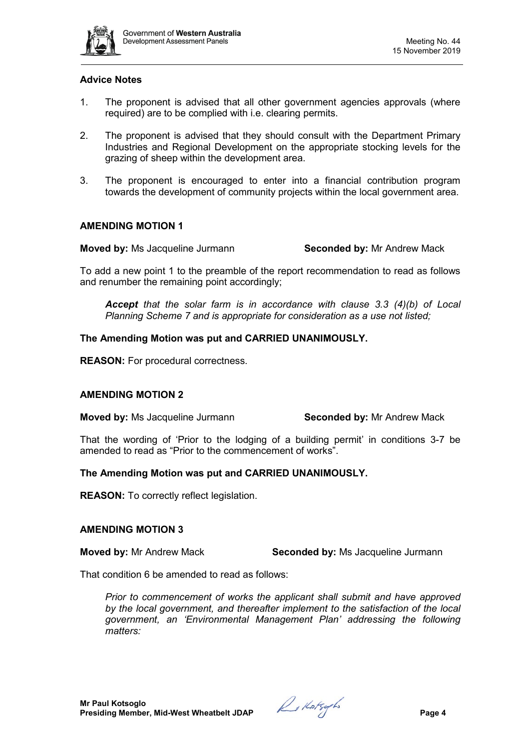### Advice Notes

1. The proponent is advised that all other government agencies approvals (where required) are to be complied with i.e. clearing permits.

2. The proponent is advised that they should consult with the Department Primary Industries and Regional Development on the appropriate stocking levels for the grazing of sheep within the development area.

3. The proponent is encouraged to enter into a financial contribution program towards the development of community projects within the local government area.

### AMENDING MOTION 1

**Moved by:** Ms Jacqueline Jurmann **Seconded by:** Mr Andrew Mack

To add a new point 1 to the preamble of the report recommendation to read as follows and renumber the remaining point accordingly;

> ***Accept*** *that the solar farm is in accordance with clause 3.3 (4)(b) of Local Planning Scheme 7 and is appropriate for consideration as a use not listed;*

**The Amending Motion was put and CARRIED UNANIMOUSLY.**

**REASON:** For procedural correctness.

### AMENDING MOTION 2

**Moved by:** Ms Jacqueline Jurmann **Seconded by:** Mr Andrew Mack

That the wording of 'Prior to the lodging of a building permit' in conditions 3-7 be amended to read as "Prior to the commencement of works".

**The Amending Motion was put and CARRIED UNANIMOUSLY.**

**REASON:** To correctly reflect legislation.

### AMENDING MOTION 3

**Moved by:** Mr Andrew Mack **Seconded by:** Ms Jacqueline Jurmann

That condition 6 be amended to read as follows:

> *Prior to commencement of works the applicant shall submit and have approved by the local government, and thereafter implement to the satisfaction of the local government, an 'Environmental Management Plan' addressing the following matters:*

**Mr Paul Kotsoglo**
**Presiding Member, Mid-West Wheatbelt JDAP**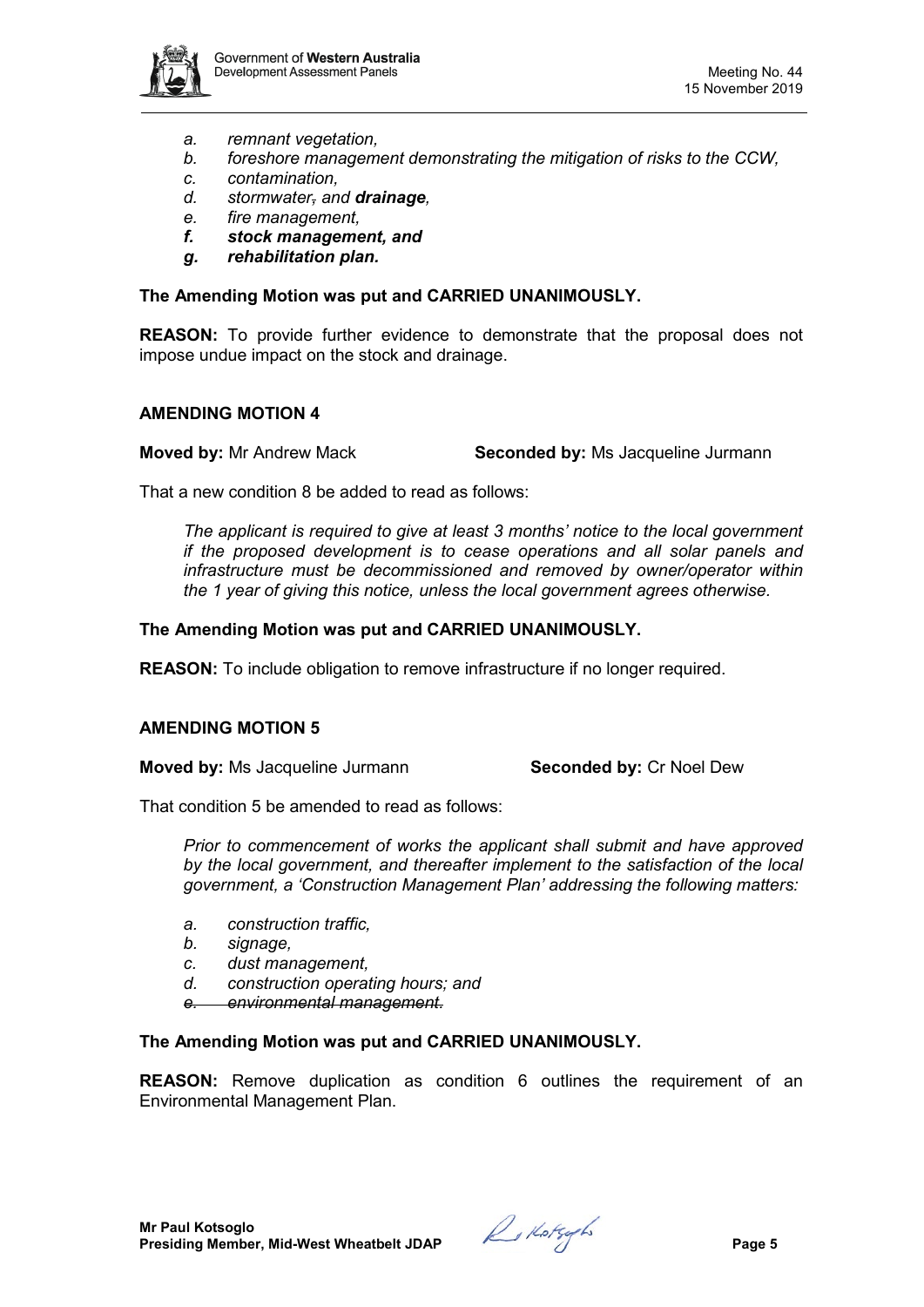- *a. remnant vegetation,*
- *b. foreshore management demonstrating the mitigation of risks to the CCW,*
- *c. contamination,*
- *d. stormwater~~,~~ and **drainage**,*
- *e. fire management,*
- ***f. stock management, and***
- ***g. rehabilitation plan.***

**The Amending Motion was put and CARRIED UNANIMOUSLY.**

**REASON:** To provide further evidence to demonstrate that the proposal does not impose undue impact on the stock and drainage.

### AMENDING MOTION 4

**Moved by:** Mr Andrew Mack **Seconded by:** Ms Jacqueline Jurmann

That a new condition 8 be added to read as follows:

> *The applicant is required to give at least 3 months' notice to the local government if the proposed development is to cease operations and all solar panels and infrastructure must be decommissioned and removed by owner/operator within the 1 year of giving this notice, unless the local government agrees otherwise.*

**The Amending Motion was put and CARRIED UNANIMOUSLY.**

**REASON:** To include obligation to remove infrastructure if no longer required.

### AMENDING MOTION 5

**Moved by:** Ms Jacqueline Jurmann **Seconded by:** Cr Noel Dew

That condition 5 be amended to read as follows:

> *Prior to commencement of works the applicant shall submit and have approved by the local government, and thereafter implement to the satisfaction of the local government, a 'Construction Management Plan' addressing the following matters:*
>
> - *a. construction traffic,*
> - *b. signage,*
> - *c. dust management,*
> - *d. construction operating hours; and*
> - ~~*e. environmental management.*~~

**The Amending Motion was put and CARRIED UNANIMOUSLY.**

**REASON:** Remove duplication as condition 6 outlines the requirement of an Environmental Management Plan.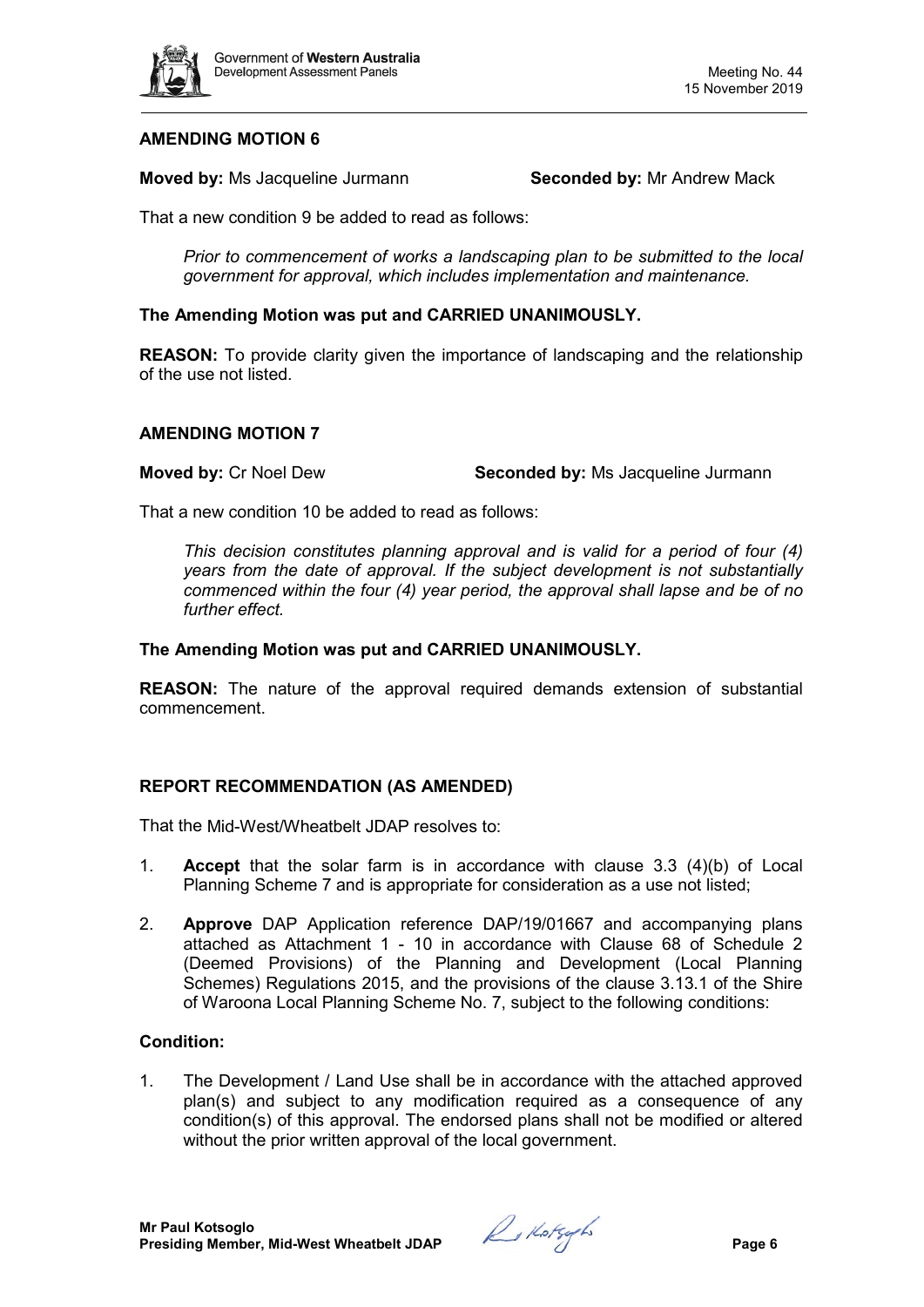**AMENDING MOTION 6**

**Moved by:** Ms Jacqueline Jurmann **Seconded by:** Mr Andrew Mack

That a new condition 9 be added to read as follows:

*Prior to commencement of works a landscaping plan to be submitted to the local government for approval, which includes implementation and maintenance.*

**The Amending Motion was put and CARRIED UNANIMOUSLY.**

**REASON:** To provide clarity given the importance of landscaping and the relationship of the use not listed.

**AMENDING MOTION 7**

**Moved by:** Cr Noel Dew **Seconded by:** Ms Jacqueline Jurmann

That a new condition 10 be added to read as follows:

*This decision constitutes planning approval and is valid for a period of four (4) years from the date of approval. If the subject development is not substantially commenced within the four (4) year period, the approval shall lapse and be of no further effect.*

**The Amending Motion was put and CARRIED UNANIMOUSLY.**

**REASON:** The nature of the approval required demands extension of substantial commencement.

**REPORT RECOMMENDATION (AS AMENDED)**

That the Mid-West/Wheatbelt JDAP resolves to:

1. **Accept** that the solar farm is in accordance with clause 3.3 (4)(b) of Local Planning Scheme 7 and is appropriate for consideration as a use not listed;
2. **Approve** DAP Application reference DAP/19/01667 and accompanying plans attached as Attachment 1 - 10 in accordance with Clause 68 of Schedule 2 (Deemed Provisions) of the Planning and Development (Local Planning Schemes) Regulations 2015, and the provisions of the clause 3.13.1 of the Shire of Waroona Local Planning Scheme No. 7, subject to the following conditions:

**Condition:**

1. The Development / Land Use shall be in accordance with the attached approved plan(s) and subject to any modification required as a consequence of any condition(s) of this approval. The endorsed plans shall not be modified or altered without the prior written approval of the local government.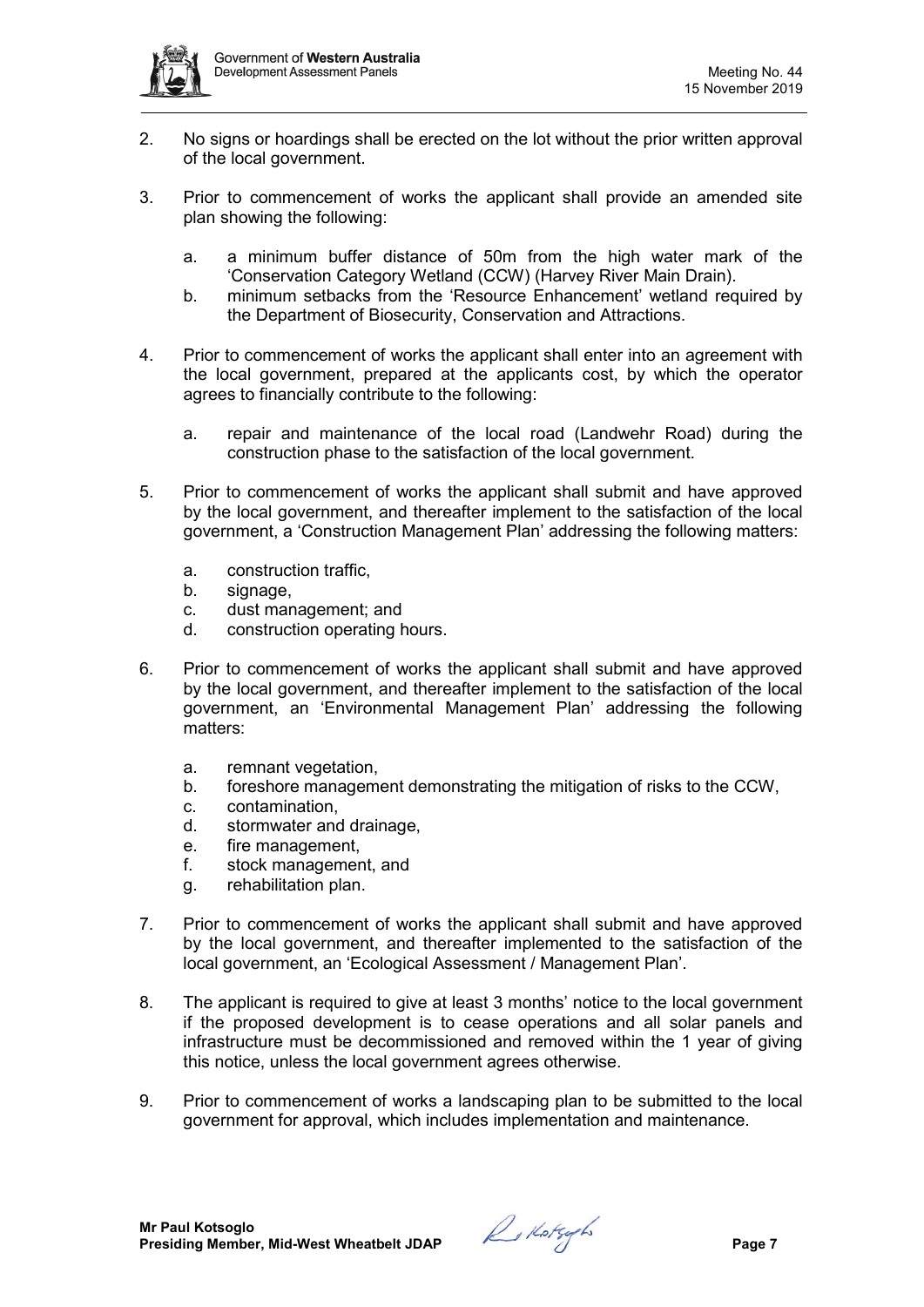2. No signs or hoardings shall be erected on the lot without the prior written approval of the local government.

3. Prior to commencement of works the applicant shall provide an amended site plan showing the following:

   a. a minimum buffer distance of 50m from the high water mark of the 'Conservation Category Wetland (CCW) (Harvey River Main Drain).
   b. minimum setbacks from the 'Resource Enhancement' wetland required by the Department of Biosecurity, Conservation and Attractions.

4. Prior to commencement of works the applicant shall enter into an agreement with the local government, prepared at the applicants cost, by which the operator agrees to financially contribute to the following:

   a. repair and maintenance of the local road (Landwehr Road) during the construction phase to the satisfaction of the local government.

5. Prior to commencement of works the applicant shall submit and have approved by the local government, and thereafter implement to the satisfaction of the local government, a 'Construction Management Plan' addressing the following matters:

   a. construction traffic,
   b. signage,
   c. dust management; and
   d. construction operating hours.

6. Prior to commencement of works the applicant shall submit and have approved by the local government, and thereafter implement to the satisfaction of the local government, an 'Environmental Management Plan' addressing the following matters:

   a. remnant vegetation,
   b. foreshore management demonstrating the mitigation of risks to the CCW,
   c. contamination,
   d. stormwater and drainage,
   e. fire management,
   f. stock management, and
   g. rehabilitation plan.

7. Prior to commencement of works the applicant shall submit and have approved by the local government, and thereafter implemented to the satisfaction of the local government, an 'Ecological Assessment / Management Plan'.

8. The applicant is required to give at least 3 months' notice to the local government if the proposed development is to cease operations and all solar panels and infrastructure must be decommissioned and removed within the 1 year of giving this notice, unless the local government agrees otherwise.

9. Prior to commencement of works a landscaping plan to be submitted to the local government for approval, which includes implementation and maintenance.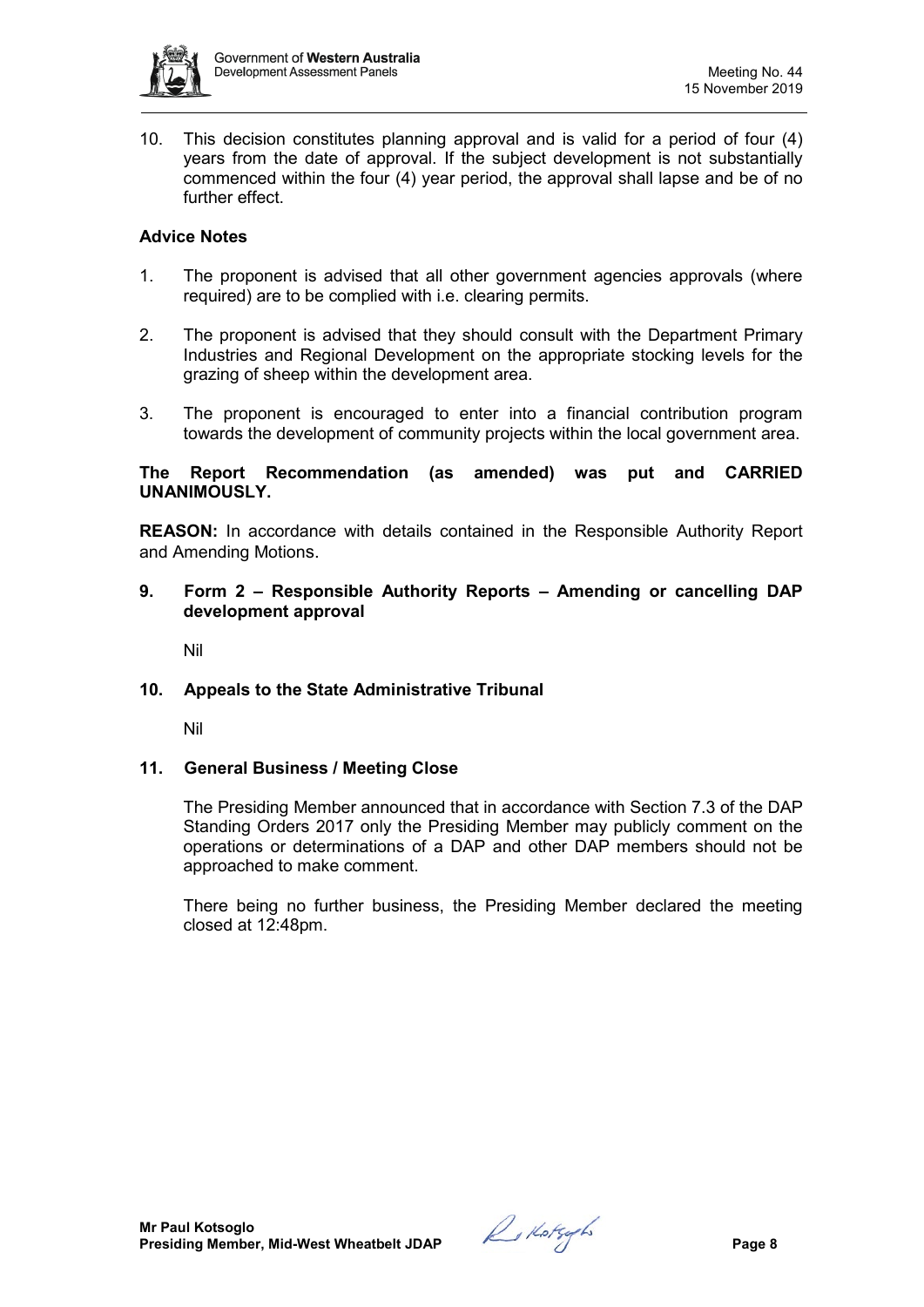10. This decision constitutes planning approval and is valid for a period of four (4) years from the date of approval. If the subject development is not substantially commenced within the four (4) year period, the approval shall lapse and be of no further effect.

**Advice Notes**

1. The proponent is advised that all other government agencies approvals (where required) are to be complied with i.e. clearing permits.

2. The proponent is advised that they should consult with the Department Primary Industries and Regional Development on the appropriate stocking levels for the grazing of sheep within the development area.

3. The proponent is encouraged to enter into a financial contribution program towards the development of community projects within the local government area.

**The Report Recommendation (as amended) was put and CARRIED UNANIMOUSLY.**

**REASON:** In accordance with details contained in the Responsible Authority Report and Amending Motions.

## 9. Form 2 – Responsible Authority Reports – Amending or cancelling DAP development approval

Nil

## 10. Appeals to the State Administrative Tribunal

Nil

## 11. General Business / Meeting Close

The Presiding Member announced that in accordance with Section 7.3 of the DAP Standing Orders 2017 only the Presiding Member may publicly comment on the operations or determinations of a DAP and other DAP members should not be approached to make comment.

There being no further business, the Presiding Member declared the meeting closed at 12:48pm.

**Mr Paul Kotsoglo**
**Presiding Member, Mid-West Wheatbelt JDAP**